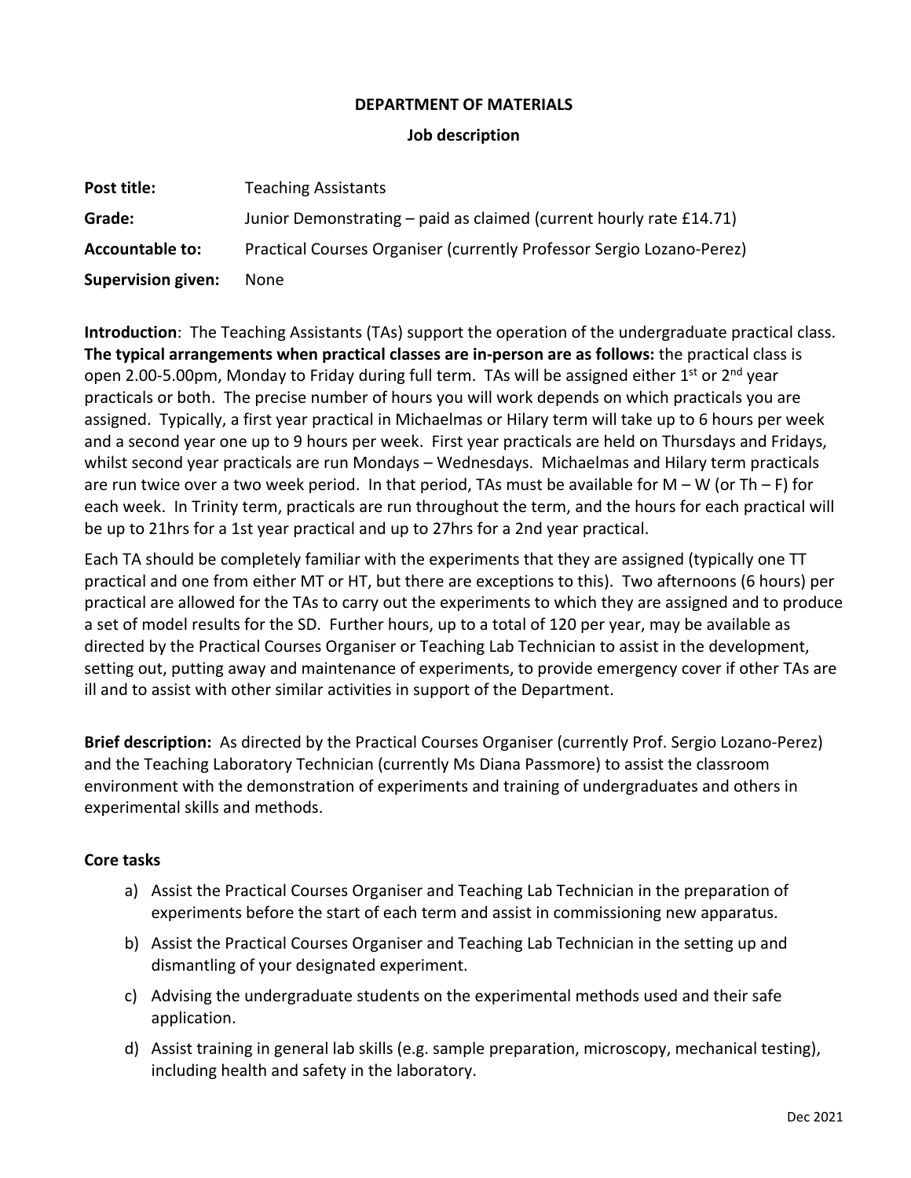**DEPARTMENT OF MATERIALS**

**Job description**

| | |
|---|---|
| **Post title:** | Teaching Assistants |
| **Grade:** | Junior Demonstrating – paid as claimed (current hourly rate £14.71) |
| **Accountable to:** | Practical Courses Organiser (currently Professor Sergio Lozano-Perez) |
| **Supervision given:** | None |

**Introduction**: The Teaching Assistants (TAs) support the operation of the undergraduate practical class. **The typical arrangements when practical classes are in-person are as follows:** the practical class is open 2.00-5.00pm, Monday to Friday during full term. TAs will be assigned either 1st or 2nd year practicals or both. The precise number of hours you will work depends on which practicals you are assigned. Typically, a first year practical in Michaelmas or Hilary term will take up to 6 hours per week and a second year one up to 9 hours per week. First year practicals are held on Thursdays and Fridays, whilst second year practicals are run Mondays – Wednesdays. Michaelmas and Hilary term practicals are run twice over a two week period. In that period, TAs must be available for M – W (or Th – F) for each week. In Trinity term, practicals are run throughout the term, and the hours for each practical will be up to 21hrs for a 1st year practical and up to 27hrs for a 2nd year practical.

Each TA should be completely familiar with the experiments that they are assigned (typically one TT practical and one from either MT or HT, but there are exceptions to this). Two afternoons (6 hours) per practical are allowed for the TAs to carry out the experiments to which they are assigned and to produce a set of model results for the SD. Further hours, up to a total of 120 per year, may be available as directed by the Practical Courses Organiser or Teaching Lab Technician to assist in the development, setting out, putting away and maintenance of experiments, to provide emergency cover if other TAs are ill and to assist with other similar activities in support of the Department.

**Brief description:** As directed by the Practical Courses Organiser (currently Prof. Sergio Lozano-Perez) and the Teaching Laboratory Technician (currently Ms Diana Passmore) to assist the classroom environment with the demonstration of experiments and training of undergraduates and others in experimental skills and methods.

**Core tasks**

a) Assist the Practical Courses Organiser and Teaching Lab Technician in the preparation of experiments before the start of each term and assist in commissioning new apparatus.

b) Assist the Practical Courses Organiser and Teaching Lab Technician in the setting up and dismantling of your designated experiment.

c) Advising the undergraduate students on the experimental methods used and their safe application.

d) Assist training in general lab skills (e.g. sample preparation, microscopy, mechanical testing), including health and safety in the laboratory.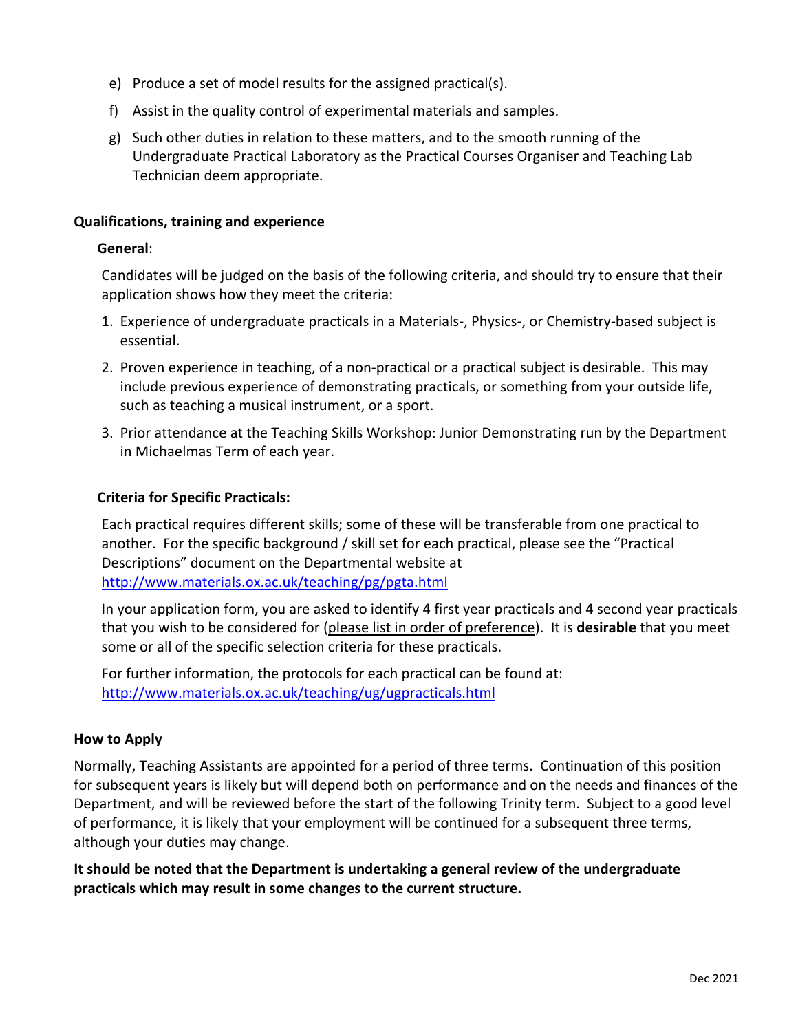e) Produce a set of model results for the assigned practical(s).

f) Assist in the quality control of experimental materials and samples.

g) Such other duties in relation to these matters, and to the smooth running of the Undergraduate Practical Laboratory as the Practical Courses Organiser and Teaching Lab Technician deem appropriate.

### Qualifications, training and experience

**General**:

Candidates will be judged on the basis of the following criteria, and should try to ensure that their application shows how they meet the criteria:

1. Experience of undergraduate practicals in a Materials-, Physics-, or Chemistry-based subject is essential.
2. Proven experience in teaching, of a non-practical or a practical subject is desirable. This may include previous experience of demonstrating practicals, or something from your outside life, such as teaching a musical instrument, or a sport.
3. Prior attendance at the Teaching Skills Workshop: Junior Demonstrating run by the Department in Michaelmas Term of each year.

**Criteria for Specific Practicals:**

Each practical requires different skills; some of these will be transferable from one practical to another. For the specific background / skill set for each practical, please see the "Practical Descriptions" document on the Departmental website at http://www.materials.ox.ac.uk/teaching/pg/pgta.html

In your application form, you are asked to identify 4 first year practicals and 4 second year practicals that you wish to be considered for (please list in order of preference). It is **desirable** that you meet some or all of the specific selection criteria for these practicals.

For further information, the protocols for each practical can be found at: http://www.materials.ox.ac.uk/teaching/ug/ugpracticals.html

### How to Apply

Normally, Teaching Assistants are appointed for a period of three terms. Continuation of this position for subsequent years is likely but will depend both on performance and on the needs and finances of the Department, and will be reviewed before the start of the following Trinity term. Subject to a good level of performance, it is likely that your employment will be continued for a subsequent three terms, although your duties may change.

**It should be noted that the Department is undertaking a general review of the undergraduate practicals which may result in some changes to the current structure.**

Dec 2021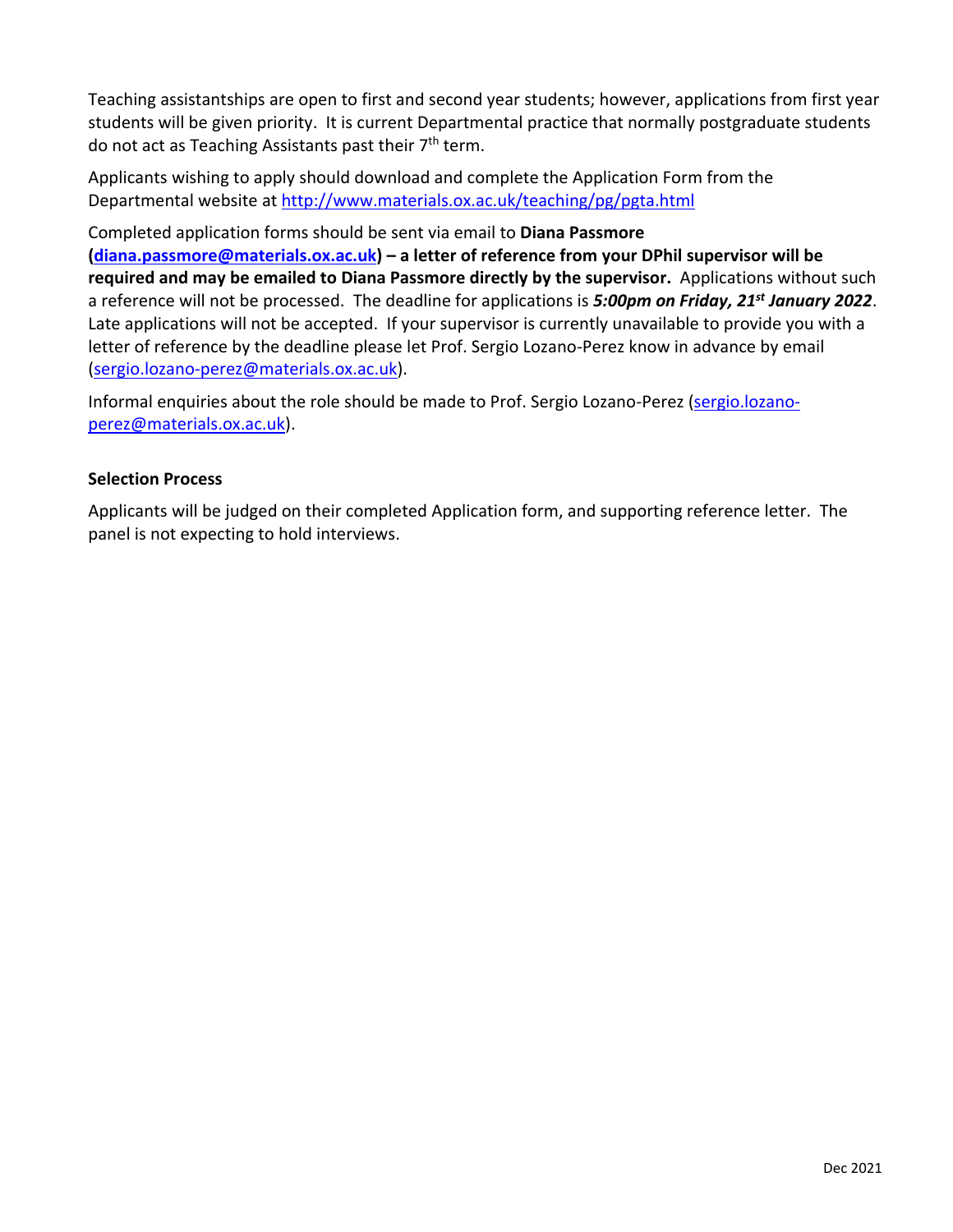Teaching assistantships are open to first and second year students; however, applications from first year students will be given priority. It is current Departmental practice that normally postgraduate students do not act as Teaching Assistants past their 7th term.

Applicants wishing to apply should download and complete the Application Form from the Departmental website at http://www.materials.ox.ac.uk/teaching/pg/pgta.html

Completed application forms should be sent via email to **Diana Passmore (diana.passmore@materials.ox.ac.uk) – a letter of reference from your DPhil supervisor will be required and may be emailed to Diana Passmore directly by the supervisor.** Applications without such a reference will not be processed. The deadline for applications is ***5:00pm on Friday, 21st January 2022***. Late applications will not be accepted. If your supervisor is currently unavailable to provide you with a letter of reference by the deadline please let Prof. Sergio Lozano-Perez know in advance by email (sergio.lozano-perez@materials.ox.ac.uk).

Informal enquiries about the role should be made to Prof. Sergio Lozano-Perez (sergio.lozano-perez@materials.ox.ac.uk).

**Selection Process**

Applicants will be judged on their completed Application form, and supporting reference letter. The panel is not expecting to hold interviews.

Dec 2021